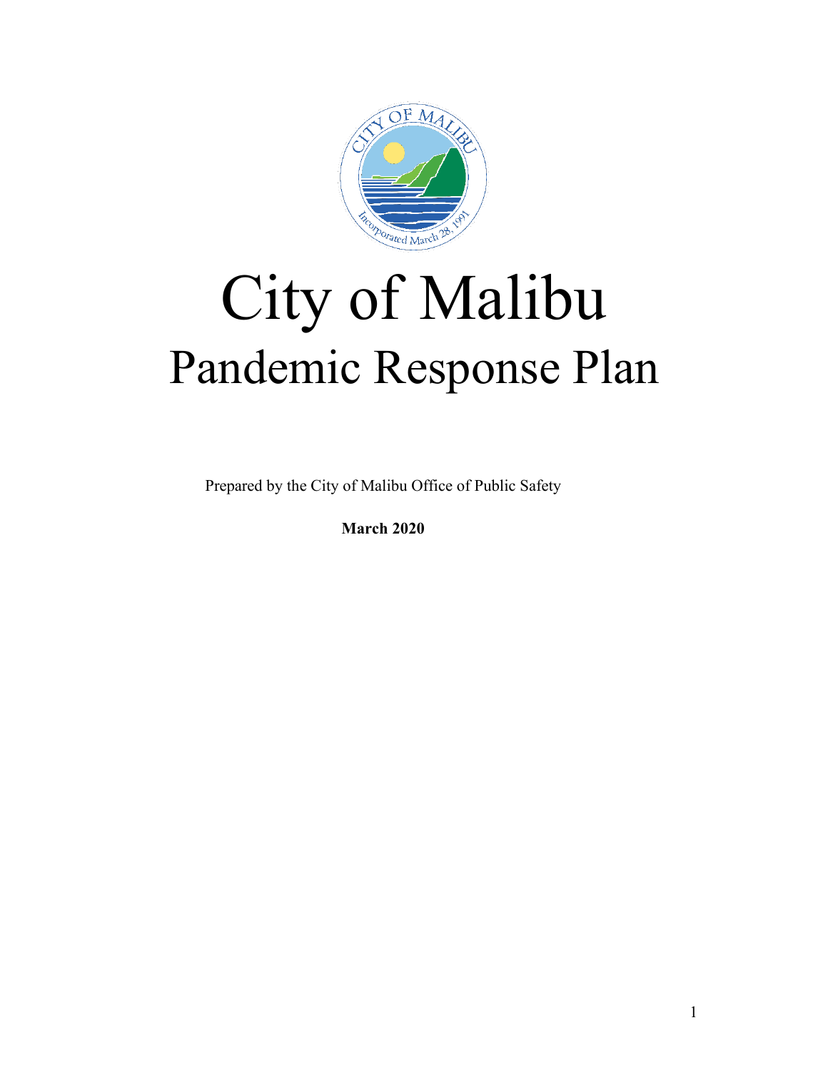# City of Malibu

## Pandemic Response Plan

Prepared by the City of Malibu Office of Public Safety

**March 2020**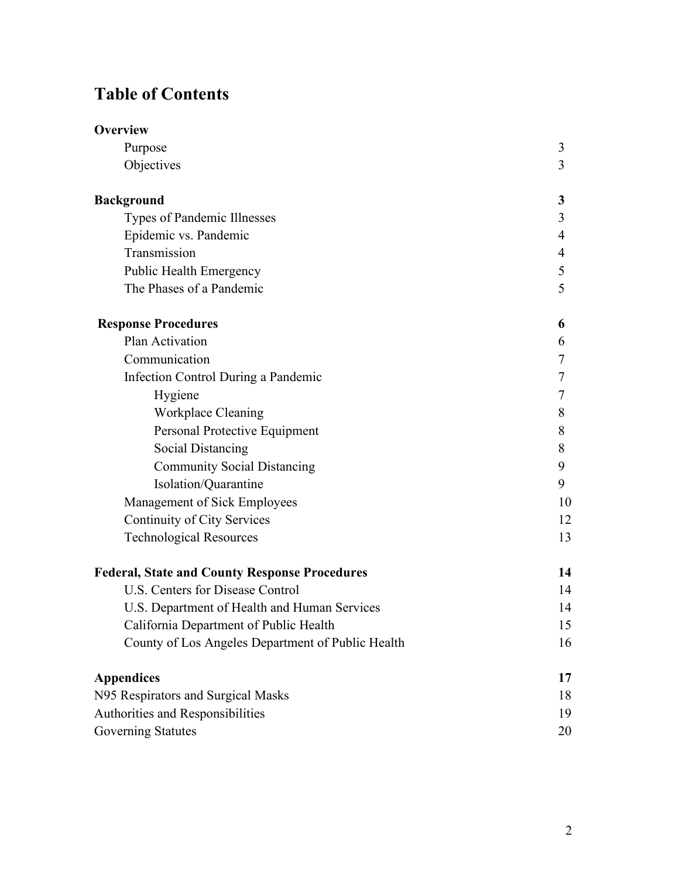# Table of Contents

| | |
|---|---|
| **Overview** | |
| Purpose | 3 |
| Objectives | 3 |
| **Background** | **3** |
| Types of Pandemic Illnesses | 3 |
| Epidemic vs. Pandemic | 4 |
| Transmission | 4 |
| Public Health Emergency | 5 |
| The Phases of a Pandemic | 5 |
| **Response Procedures** | **6** |
| Plan Activation | 6 |
| Communication | 7 |
| Infection Control During a Pandemic | 7 |
| Hygiene | 7 |
| Workplace Cleaning | 8 |
| Personal Protective Equipment | 8 |
| Social Distancing | 8 |
| Community Social Distancing | 9 |
| Isolation/Quarantine | 9 |
| Management of Sick Employees | 10 |
| Continuity of City Services | 12 |
| Technological Resources | 13 |
| **Federal, State and County Response Procedures** | **14** |
| U.S. Centers for Disease Control | 14 |
| U.S. Department of Health and Human Services | 14 |
| California Department of Public Health | 15 |
| County of Los Angeles Department of Public Health | 16 |
| **Appendices** | **17** |
| N95 Respirators and Surgical Masks | 18 |
| Authorities and Responsibilities | 19 |
| Governing Statutes | 20 |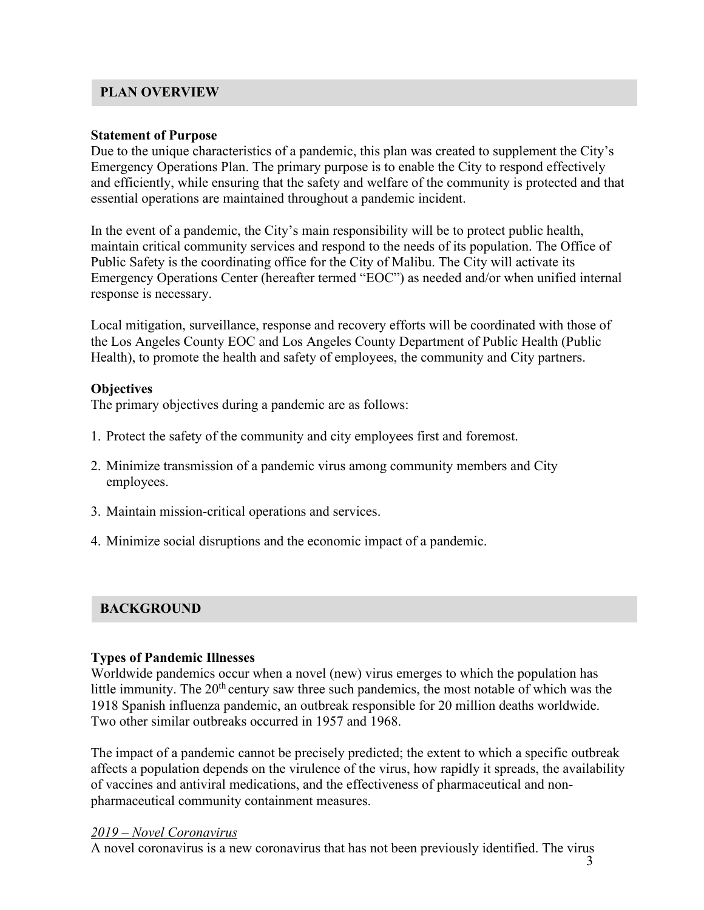## PLAN OVERVIEW

### Statement of Purpose

Due to the unique characteristics of a pandemic, this plan was created to supplement the City's Emergency Operations Plan. The primary purpose is to enable the City to respond effectively and efficiently, while ensuring that the safety and welfare of the community is protected and that essential operations are maintained throughout a pandemic incident.

In the event of a pandemic, the City's main responsibility will be to protect public health, maintain critical community services and respond to the needs of its population. The Office of Public Safety is the coordinating office for the City of Malibu. The City will activate its Emergency Operations Center (hereafter termed "EOC") as needed and/or when unified internal response is necessary.

Local mitigation, surveillance, response and recovery efforts will be coordinated with those of the Los Angeles County EOC and Los Angeles County Department of Public Health (Public Health), to promote the health and safety of employees, the community and City partners.

### Objectives

The primary objectives during a pandemic are as follows:

1. Protect the safety of the community and city employees first and foremost.
2. Minimize transmission of a pandemic virus among community members and City employees.
3. Maintain mission-critical operations and services.
4. Minimize social disruptions and the economic impact of a pandemic.

## BACKGROUND

### Types of Pandemic Illnesses

Worldwide pandemics occur when a novel (new) virus emerges to which the population has little immunity. The 20th century saw three such pandemics, the most notable of which was the 1918 Spanish influenza pandemic, an outbreak responsible for 20 million deaths worldwide. Two other similar outbreaks occurred in 1957 and 1968.

The impact of a pandemic cannot be precisely predicted; the extent to which a specific outbreak affects a population depends on the virulence of the virus, how rapidly it spreads, the availability of vaccines and antiviral medications, and the effectiveness of pharmaceutical and non-pharmaceutical community containment measures.

*2019 – Novel Coronavirus*

A novel coronavirus is a new coronavirus that has not been previously identified. The virus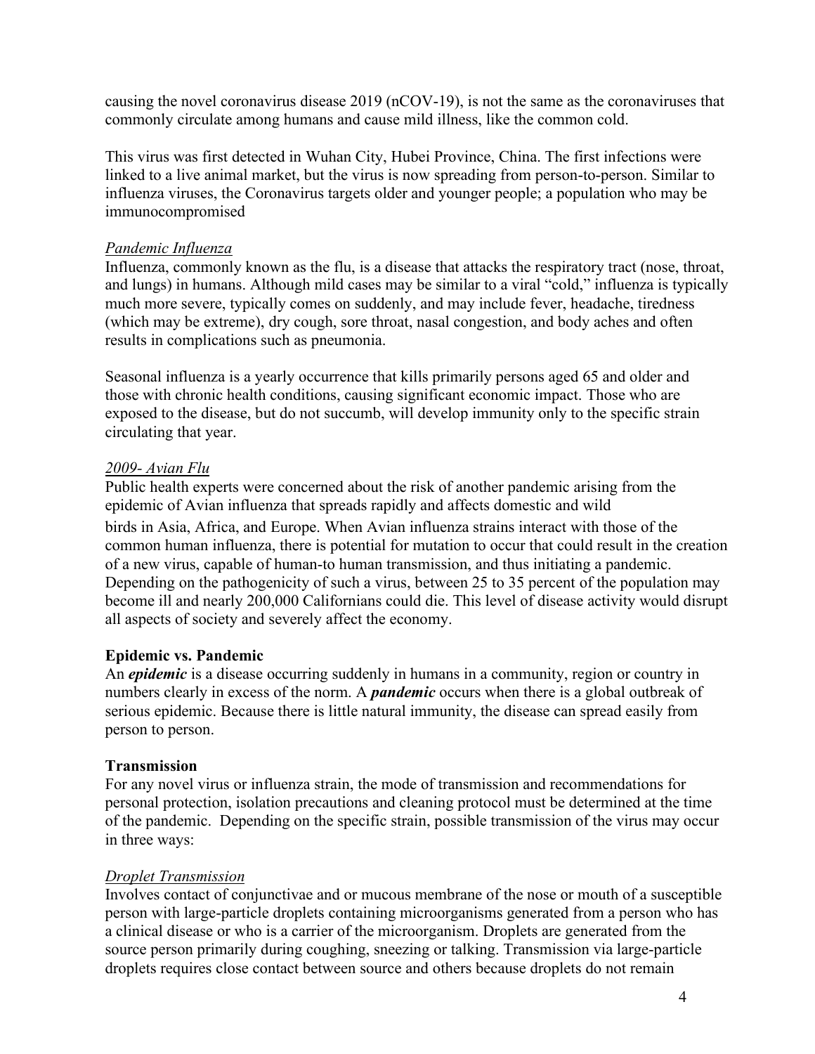causing the novel coronavirus disease 2019 (nCOV-19), is not the same as the coronaviruses that commonly circulate among humans and cause mild illness, like the common cold.

This virus was first detected in Wuhan City, Hubei Province, China. The first infections were linked to a live animal market, but the virus is now spreading from person-to-person. Similar to influenza viruses, the Coronavirus targets older and younger people; a population who may be immunocompromised

*Pandemic Influenza*

Influenza, commonly known as the flu, is a disease that attacks the respiratory tract (nose, throat, and lungs) in humans. Although mild cases may be similar to a viral "cold," influenza is typically much more severe, typically comes on suddenly, and may include fever, headache, tiredness (which may be extreme), dry cough, sore throat, nasal congestion, and body aches and often results in complications such as pneumonia.

Seasonal influenza is a yearly occurrence that kills primarily persons aged 65 and older and those with chronic health conditions, causing significant economic impact. Those who are exposed to the disease, but do not succumb, will develop immunity only to the specific strain circulating that year.

*2009- Avian Flu*

Public health experts were concerned about the risk of another pandemic arising from the epidemic of Avian influenza that spreads rapidly and affects domestic and wild birds in Asia, Africa, and Europe. When Avian influenza strains interact with those of the common human influenza, there is potential for mutation to occur that could result in the creation of a new virus, capable of human-to human transmission, and thus initiating a pandemic. Depending on the pathogenicity of such a virus, between 25 to 35 percent of the population may become ill and nearly 200,000 Californians could die. This level of disease activity would disrupt all aspects of society and severely affect the economy.

**Epidemic vs. Pandemic**

An ***epidemic*** is a disease occurring suddenly in humans in a community, region or country in numbers clearly in excess of the norm. A ***pandemic*** occurs when there is a global outbreak of serious epidemic. Because there is little natural immunity, the disease can spread easily from person to person.

**Transmission**

For any novel virus or influenza strain, the mode of transmission and recommendations for personal protection, isolation precautions and cleaning protocol must be determined at the time of the pandemic. Depending on the specific strain, possible transmission of the virus may occur in three ways:

*Droplet Transmission*

Involves contact of conjunctivae and or mucous membrane of the nose or mouth of a susceptible person with large-particle droplets containing microorganisms generated from a person who has a clinical disease or who is a carrier of the microorganism. Droplets are generated from the source person primarily during coughing, sneezing or talking. Transmission via large-particle droplets requires close contact between source and others because droplets do not remain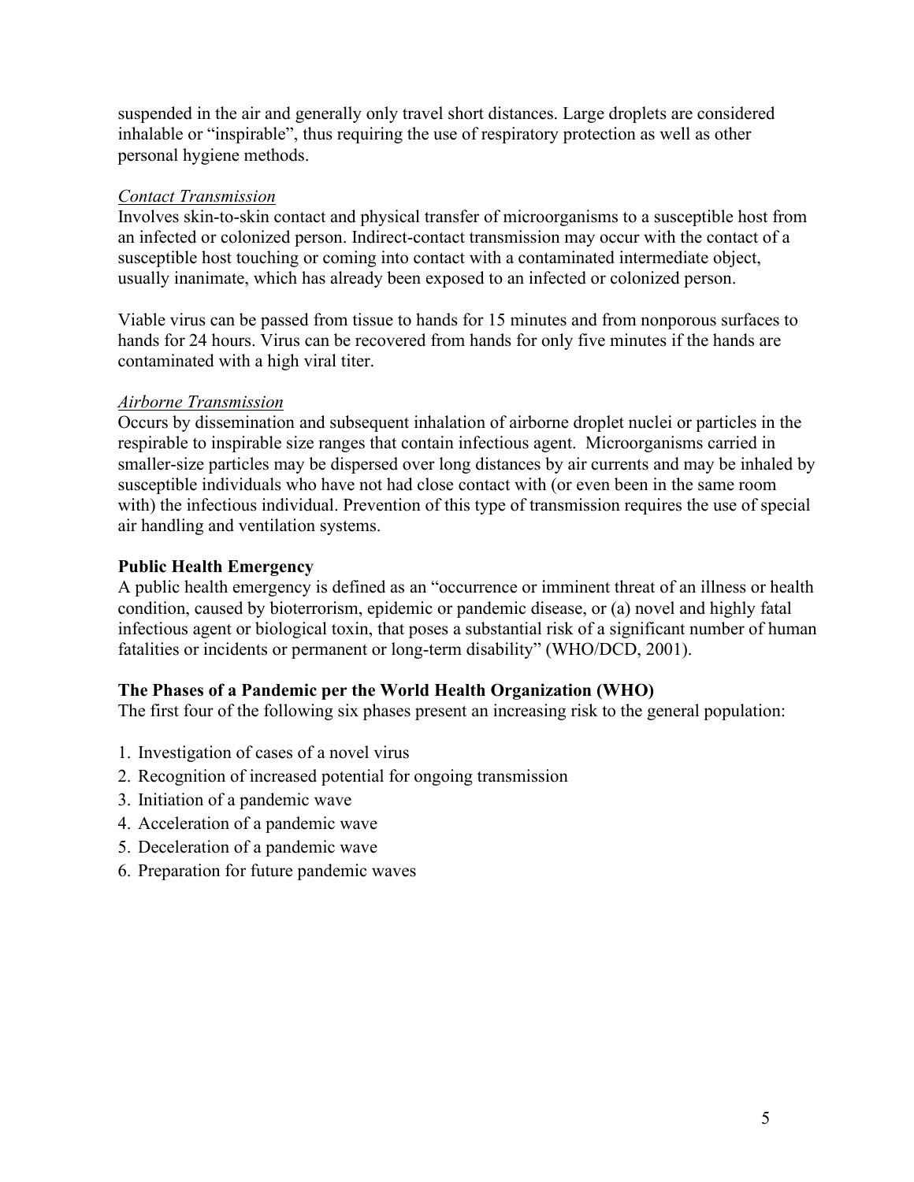suspended in the air and generally only travel short distances. Large droplets are considered inhalable or "inspirable", thus requiring the use of respiratory protection as well as other personal hygiene methods.

<u>*Contact Transmission*</u>

Involves skin-to-skin contact and physical transfer of microorganisms to a susceptible host from an infected or colonized person. Indirect-contact transmission may occur with the contact of a susceptible host touching or coming into contact with a contaminated intermediate object, usually inanimate, which has already been exposed to an infected or colonized person.

Viable virus can be passed from tissue to hands for 15 minutes and from nonporous surfaces to hands for 24 hours. Virus can be recovered from hands for only five minutes if the hands are contaminated with a high viral titer.

<u>*Airborne Transmission*</u>

Occurs by dissemination and subsequent inhalation of airborne droplet nuclei or particles in the respirable to inspirable size ranges that contain infectious agent. Microorganisms carried in smaller-size particles may be dispersed over long distances by air currents and may be inhaled by susceptible individuals who have not had close contact with (or even been in the same room with) the infectious individual. Prevention of this type of transmission requires the use of special air handling and ventilation systems.

**Public Health Emergency**

A public health emergency is defined as an "occurrence or imminent threat of an illness or health condition, caused by bioterrorism, epidemic or pandemic disease, or (a) novel and highly fatal infectious agent or biological toxin, that poses a substantial risk of a significant number of human fatalities or incidents or permanent or long-term disability" (WHO/DCD, 2001).

**The Phases of a Pandemic per the World Health Organization (WHO)**

The first four of the following six phases present an increasing risk to the general population:

1. Investigation of cases of a novel virus
2. Recognition of increased potential for ongoing transmission
3. Initiation of a pandemic wave
4. Acceleration of a pandemic wave
5. Deceleration of a pandemic wave
6. Preparation for future pandemic waves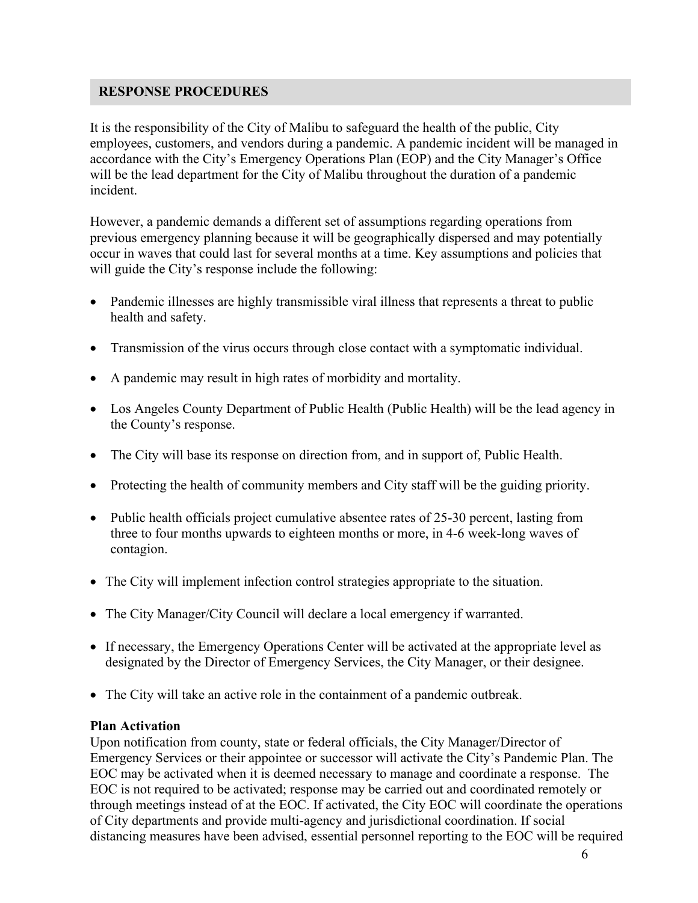## RESPONSE PROCEDURES

It is the responsibility of the City of Malibu to safeguard the health of the public, City employees, customers, and vendors during a pandemic. A pandemic incident will be managed in accordance with the City's Emergency Operations Plan (EOP) and the City Manager's Office will be the lead department for the City of Malibu throughout the duration of a pandemic incident.

However, a pandemic demands a different set of assumptions regarding operations from previous emergency planning because it will be geographically dispersed and may potentially occur in waves that could last for several months at a time. Key assumptions and policies that will guide the City's response include the following:

- Pandemic illnesses are highly transmissible viral illness that represents a threat to public health and safety.
- Transmission of the virus occurs through close contact with a symptomatic individual.
- A pandemic may result in high rates of morbidity and mortality.
- Los Angeles County Department of Public Health (Public Health) will be the lead agency in the County's response.
- The City will base its response on direction from, and in support of, Public Health.
- Protecting the health of community members and City staff will be the guiding priority.
- Public health officials project cumulative absentee rates of 25-30 percent, lasting from three to four months upwards to eighteen months or more, in 4-6 week-long waves of contagion.
- The City will implement infection control strategies appropriate to the situation.
- The City Manager/City Council will declare a local emergency if warranted.
- If necessary, the Emergency Operations Center will be activated at the appropriate level as designated by the Director of Emergency Services, the City Manager, or their designee.
- The City will take an active role in the containment of a pandemic outbreak.

**Plan Activation**

Upon notification from county, state or federal officials, the City Manager/Director of Emergency Services or their appointee or successor will activate the City's Pandemic Plan. The EOC may be activated when it is deemed necessary to manage and coordinate a response. The EOC is not required to be activated; response may be carried out and coordinated remotely or through meetings instead of at the EOC. If activated, the City EOC will coordinate the operations of City departments and provide multi-agency and jurisdictional coordination. If social distancing measures have been advised, essential personnel reporting to the EOC will be required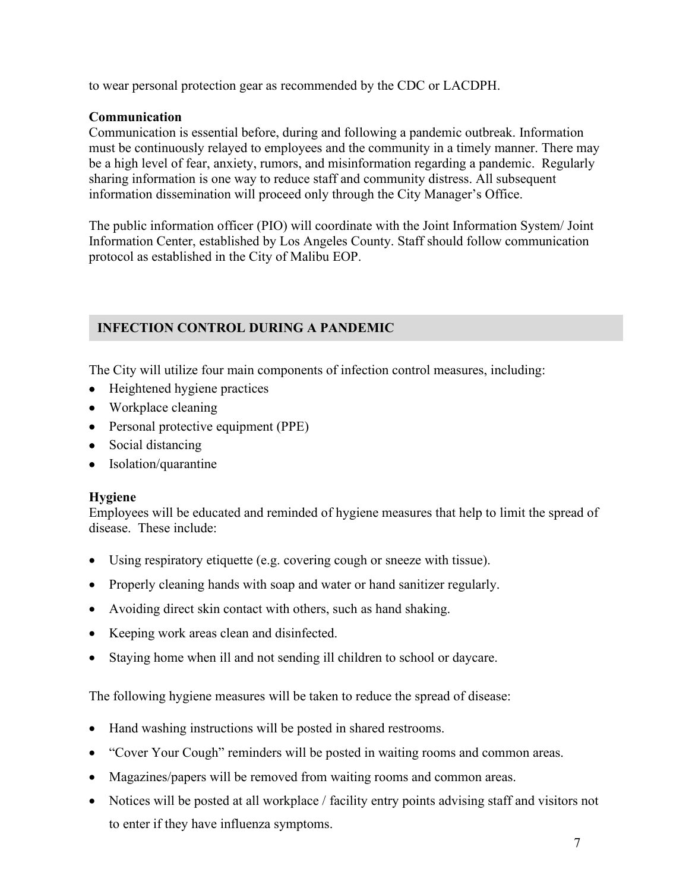to wear personal protection gear as recommended by the CDC or LACDPH.

**Communication**

Communication is essential before, during and following a pandemic outbreak. Information must be continuously relayed to employees and the community in a timely manner. There may be a high level of fear, anxiety, rumors, and misinformation regarding a pandemic. Regularly sharing information is one way to reduce staff and community distress. All subsequent information dissemination will proceed only through the City Manager's Office.

The public information officer (PIO) will coordinate with the Joint Information System/ Joint Information Center, established by Los Angeles County. Staff should follow communication protocol as established in the City of Malibu EOP.

## INFECTION CONTROL DURING A PANDEMIC

The City will utilize four main components of infection control measures, including:

- Heightened hygiene practices
- Workplace cleaning
- Personal protective equipment (PPE)
- Social distancing
- Isolation/quarantine

**Hygiene**

Employees will be educated and reminded of hygiene measures that help to limit the spread of disease. These include:

- Using respiratory etiquette (e.g. covering cough or sneeze with tissue).
- Properly cleaning hands with soap and water or hand sanitizer regularly.
- Avoiding direct skin contact with others, such as hand shaking.
- Keeping work areas clean and disinfected.
- Staying home when ill and not sending ill children to school or daycare.

The following hygiene measures will be taken to reduce the spread of disease:

- Hand washing instructions will be posted in shared restrooms.
- "Cover Your Cough" reminders will be posted in waiting rooms and common areas.
- Magazines/papers will be removed from waiting rooms and common areas.
- Notices will be posted at all workplace / facility entry points advising staff and visitors not to enter if they have influenza symptoms.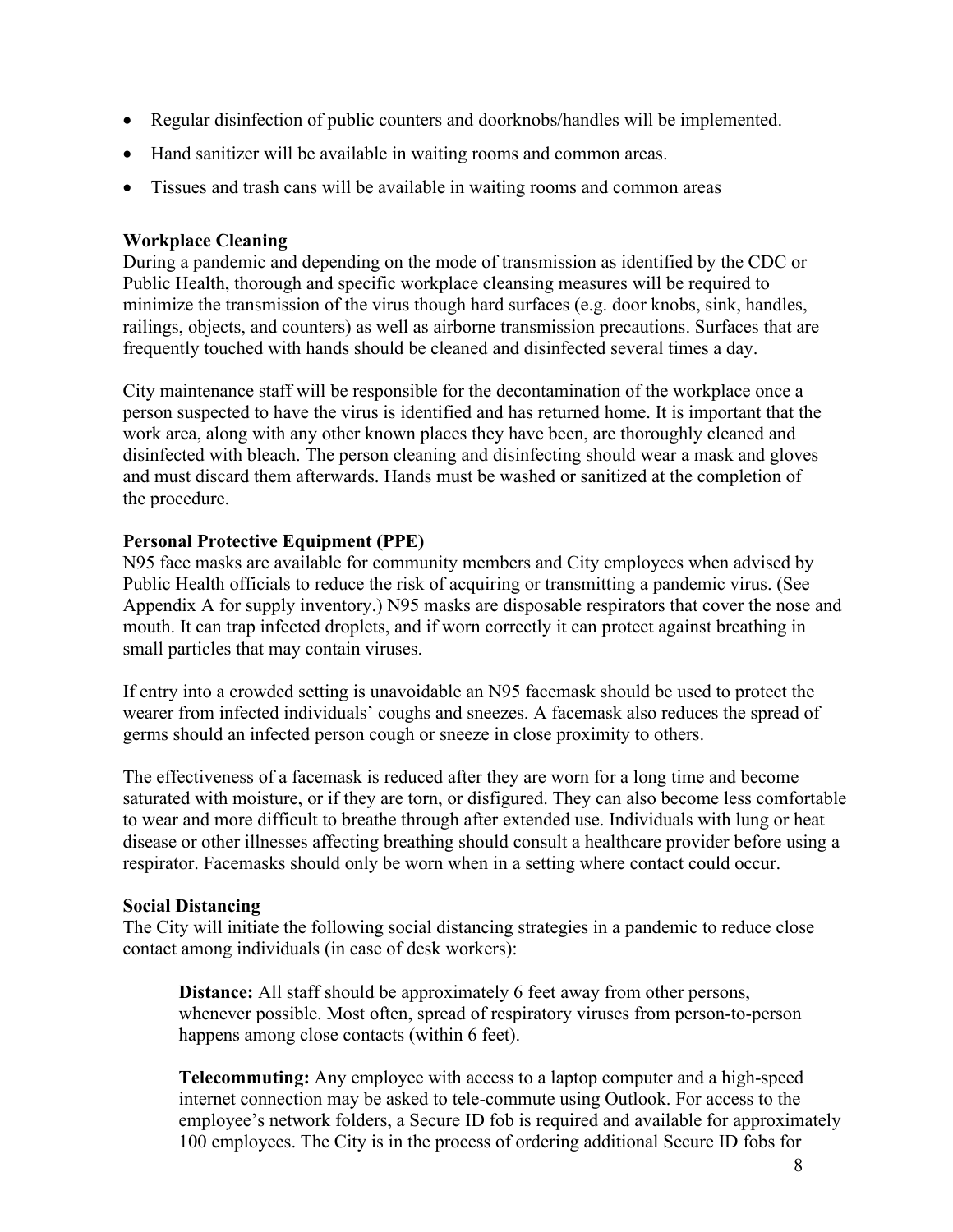- Regular disinfection of public counters and doorknobs/handles will be implemented.
- Hand sanitizer will be available in waiting rooms and common areas.
- Tissues and trash cans will be available in waiting rooms and common areas

**Workplace Cleaning**

During a pandemic and depending on the mode of transmission as identified by the CDC or Public Health, thorough and specific workplace cleansing measures will be required to minimize the transmission of the virus though hard surfaces (e.g. door knobs, sink, handles, railings, objects, and counters) as well as airborne transmission precautions. Surfaces that are frequently touched with hands should be cleaned and disinfected several times a day.

City maintenance staff will be responsible for the decontamination of the workplace once a person suspected to have the virus is identified and has returned home. It is important that the work area, along with any other known places they have been, are thoroughly cleaned and disinfected with bleach. The person cleaning and disinfecting should wear a mask and gloves and must discard them afterwards. Hands must be washed or sanitized at the completion of the procedure.

**Personal Protective Equipment (PPE)**

N95 face masks are available for community members and City employees when advised by Public Health officials to reduce the risk of acquiring or transmitting a pandemic virus. (See Appendix A for supply inventory.) N95 masks are disposable respirators that cover the nose and mouth. It can trap infected droplets, and if worn correctly it can protect against breathing in small particles that may contain viruses.

If entry into a crowded setting is unavoidable an N95 facemask should be used to protect the wearer from infected individuals' coughs and sneezes. A facemask also reduces the spread of germs should an infected person cough or sneeze in close proximity to others.

The effectiveness of a facemask is reduced after they are worn for a long time and become saturated with moisture, or if they are torn, or disfigured. They can also become less comfortable to wear and more difficult to breathe through after extended use. Individuals with lung or heat disease or other illnesses affecting breathing should consult a healthcare provider before using a respirator. Facemasks should only be worn when in a setting where contact could occur.

**Social Distancing**

The City will initiate the following social distancing strategies in a pandemic to reduce close contact among individuals (in case of desk workers):

> **Distance:** All staff should be approximately 6 feet away from other persons, whenever possible. Most often, spread of respiratory viruses from person-to-person happens among close contacts (within 6 feet).
>
> **Telecommuting:** Any employee with access to a laptop computer and a high-speed internet connection may be asked to tele-commute using Outlook. For access to the employee's network folders, a Secure ID fob is required and available for approximately 100 employees. The City is in the process of ordering additional Secure ID fobs for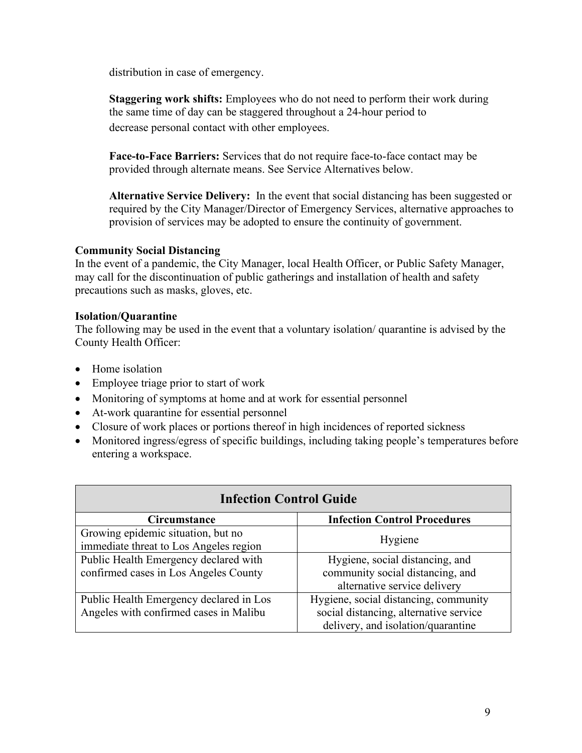distribution in case of emergency.

**Staggering work shifts:** Employees who do not need to perform their work during the same time of day can be staggered throughout a 24-hour period to decrease personal contact with other employees.

**Face-to-Face Barriers:** Services that do not require face-to-face contact may be provided through alternate means. See Service Alternatives below.

**Alternative Service Delivery:** In the event that social distancing has been suggested or required by the City Manager/Director of Emergency Services, alternative approaches to provision of services may be adopted to ensure the continuity of government.

**Community Social Distancing**

In the event of a pandemic, the City Manager, local Health Officer, or Public Safety Manager, may call for the discontinuation of public gatherings and installation of health and safety precautions such as masks, gloves, etc.

**Isolation/Quarantine**

The following may be used in the event that a voluntary isolation/ quarantine is advised by the County Health Officer:

- Home isolation
- Employee triage prior to start of work
- Monitoring of symptoms at home and at work for essential personnel
- At-work quarantine for essential personnel
- Closure of work places or portions thereof in high incidences of reported sickness
- Monitored ingress/egress of specific buildings, including taking people's temperatures before entering a workspace.

| **Infection Control Guide** | |
|---|---|
| **Circumstance** | **Infection Control Procedures** |
| Growing epidemic situation, but no immediate threat to Los Angeles region | Hygiene |
| Public Health Emergency declared with confirmed cases in Los Angeles County | Hygiene, social distancing, and community social distancing, and alternative service delivery |
| Public Health Emergency declared in Los Angeles with confirmed cases in Malibu | Hygiene, social distancing, community social distancing, alternative service delivery, and isolation/quarantine |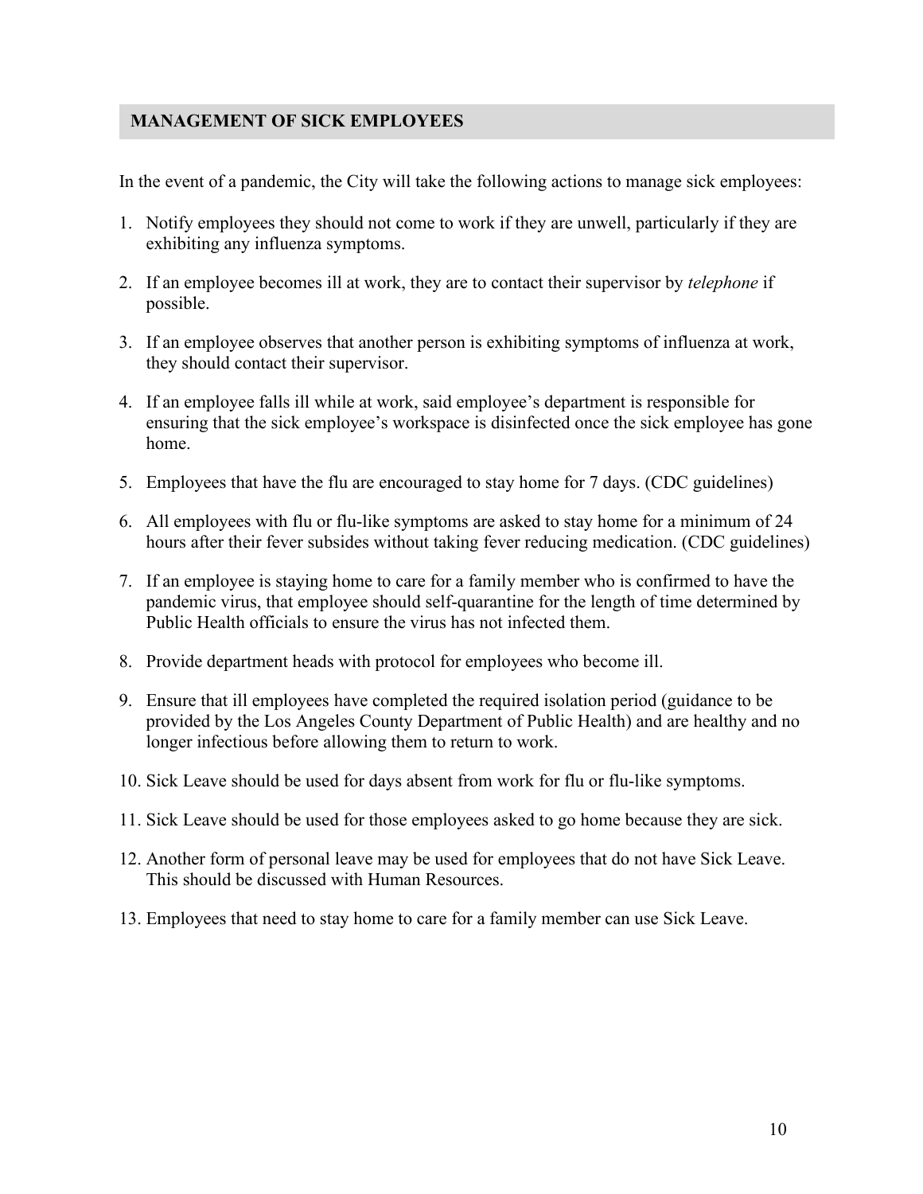## MANAGEMENT OF SICK EMPLOYEES

In the event of a pandemic, the City will take the following actions to manage sick employees:

1. Notify employees they should not come to work if they are unwell, particularly if they are exhibiting any influenza symptoms.
2. If an employee becomes ill at work, they are to contact their supervisor by *telephone* if possible.
3. If an employee observes that another person is exhibiting symptoms of influenza at work, they should contact their supervisor.
4. If an employee falls ill while at work, said employee's department is responsible for ensuring that the sick employee's workspace is disinfected once the sick employee has gone home.
5. Employees that have the flu are encouraged to stay home for 7 days. (CDC guidelines)
6. All employees with flu or flu-like symptoms are asked to stay home for a minimum of 24 hours after their fever subsides without taking fever reducing medication. (CDC guidelines)
7. If an employee is staying home to care for a family member who is confirmed to have the pandemic virus, that employee should self-quarantine for the length of time determined by Public Health officials to ensure the virus has not infected them.
8. Provide department heads with protocol for employees who become ill.
9. Ensure that ill employees have completed the required isolation period (guidance to be provided by the Los Angeles County Department of Public Health) and are healthy and no longer infectious before allowing them to return to work.
10. Sick Leave should be used for days absent from work for flu or flu-like symptoms.
11. Sick Leave should be used for those employees asked to go home because they are sick.
12. Another form of personal leave may be used for employees that do not have Sick Leave. This should be discussed with Human Resources.
13. Employees that need to stay home to care for a family member can use Sick Leave.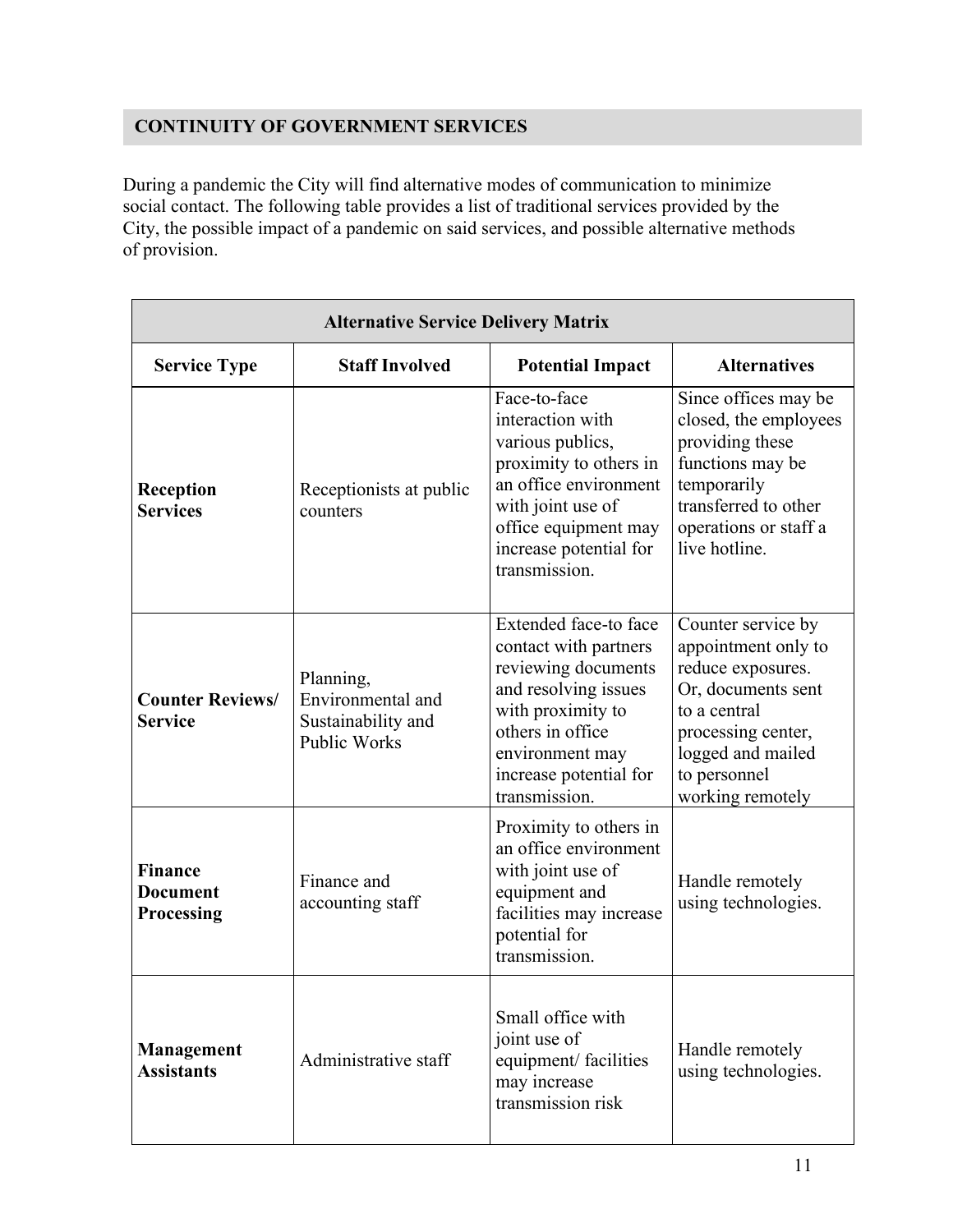## CONTINUITY OF GOVERNMENT SERVICES

During a pandemic the City will find alternative modes of communication to minimize social contact. The following table provides a list of traditional services provided by the City, the possible impact of a pandemic on said services, and possible alternative methods of provision.

| Alternative Service Delivery Matrix | | | |
|---|---|---|---|
| **Service Type** | **Staff Involved** | **Potential Impact** | **Alternatives** |
| **Reception Services** | Receptionists at public counters | Face-to-face interaction with various publics, proximity to others in an office environment with joint use of office equipment may increase potential for transmission. | Since offices may be closed, the employees providing these functions may be temporarily transferred to other operations or staff a live hotline. |
| **Counter Reviews/ Service** | Planning, Environmental and Sustainability and Public Works | Extended face-to face contact with partners reviewing documents and resolving issues with proximity to others in office environment may increase potential for transmission. | Counter service by appointment only to reduce exposures. Or, documents sent to a central processing center, logged and mailed to personnel working remotely |
| **Finance Document Processing** | Finance and accounting staff | Proximity to others in an office environment with joint use of equipment and facilities may increase potential for transmission. | Handle remotely using technologies. |
| **Management Assistants** | Administrative staff | Small office with joint use of equipment/ facilities may increase transmission risk | Handle remotely using technologies. |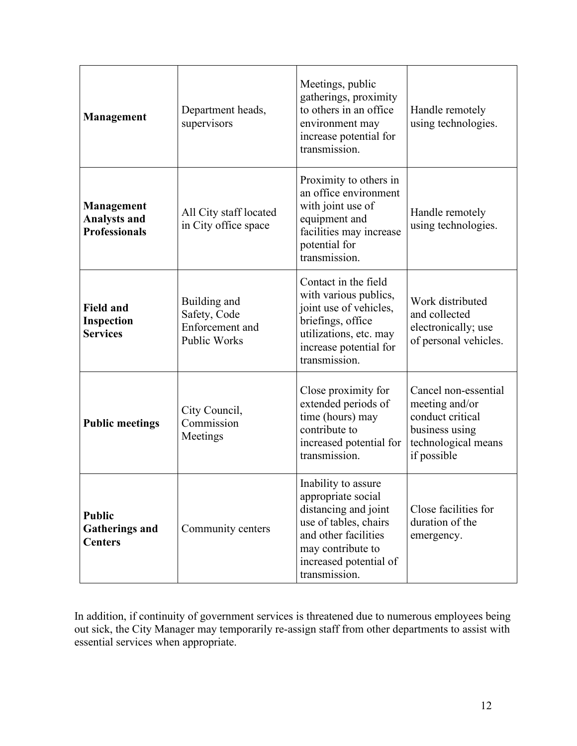| **Management** | Department heads, supervisors | Meetings, public gatherings, proximity to others in an office environment may increase potential for transmission. | Handle remotely using technologies. |
|---|---|---|---|
| **Management Analysts and Professionals** | All City staff located in City office space | Proximity to others in an office environment with joint use of equipment and facilities may increase potential for transmission. | Handle remotely using technologies. |
| **Field and Inspection Services** | Building and Safety, Code Enforcement and Public Works | Contact in the field with various publics, joint use of vehicles, briefings, office utilizations, etc. may increase potential for transmission. | Work distributed and collected electronically; use of personal vehicles. |
| **Public meetings** | City Council, Commission Meetings | Close proximity for extended periods of time (hours) may contribute to increased potential for transmission. | Cancel non-essential meeting and/or conduct critical business using technological means if possible |
| **Public Gatherings and Centers** | Community centers | Inability to assure appropriate social distancing and joint use of tables, chairs and other facilities may contribute to increased potential of transmission. | Close facilities for duration of the emergency. |

In addition, if continuity of government services is threatened due to numerous employees being out sick, the City Manager may temporarily re-assign staff from other departments to assist with essential services when appropriate.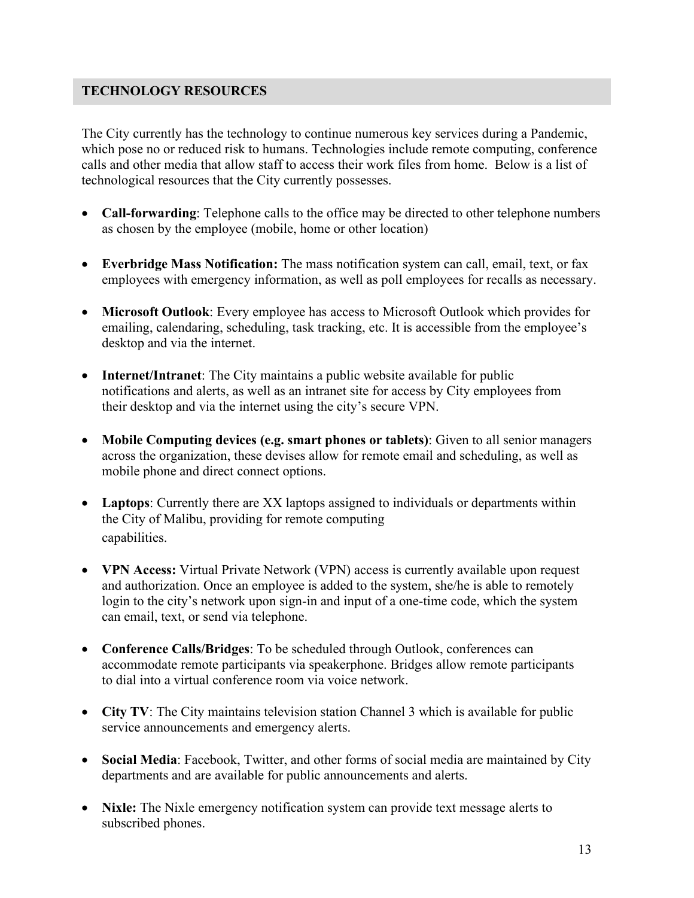## TECHNOLOGY RESOURCES

The City currently has the technology to continue numerous key services during a Pandemic, which pose no or reduced risk to humans. Technologies include remote computing, conference calls and other media that allow staff to access their work files from home. Below is a list of technological resources that the City currently possesses.

- **Call-forwarding**: Telephone calls to the office may be directed to other telephone numbers as chosen by the employee (mobile, home or other location)
- **Everbridge Mass Notification:** The mass notification system can call, email, text, or fax employees with emergency information, as well as poll employees for recalls as necessary.
- **Microsoft Outlook**: Every employee has access to Microsoft Outlook which provides for emailing, calendaring, scheduling, task tracking, etc. It is accessible from the employee's desktop and via the internet.
- **Internet/Intranet**: The City maintains a public website available for public notifications and alerts, as well as an intranet site for access by City employees from their desktop and via the internet using the city's secure VPN.
- **Mobile Computing devices (e.g. smart phones or tablets)**: Given to all senior managers across the organization, these devises allow for remote email and scheduling, as well as mobile phone and direct connect options.
- **Laptops**: Currently there are XX laptops assigned to individuals or departments within the City of Malibu, providing for remote computing capabilities.
- **VPN Access:** Virtual Private Network (VPN) access is currently available upon request and authorization. Once an employee is added to the system, she/he is able to remotely login to the city's network upon sign-in and input of a one-time code, which the system can email, text, or send via telephone.
- **Conference Calls/Bridges**: To be scheduled through Outlook, conferences can accommodate remote participants via speakerphone. Bridges allow remote participants to dial into a virtual conference room via voice network.
- **City TV**: The City maintains television station Channel 3 which is available for public service announcements and emergency alerts.
- **Social Media**: Facebook, Twitter, and other forms of social media are maintained by City departments and are available for public announcements and alerts.
- **Nixle:** The Nixle emergency notification system can provide text message alerts to subscribed phones.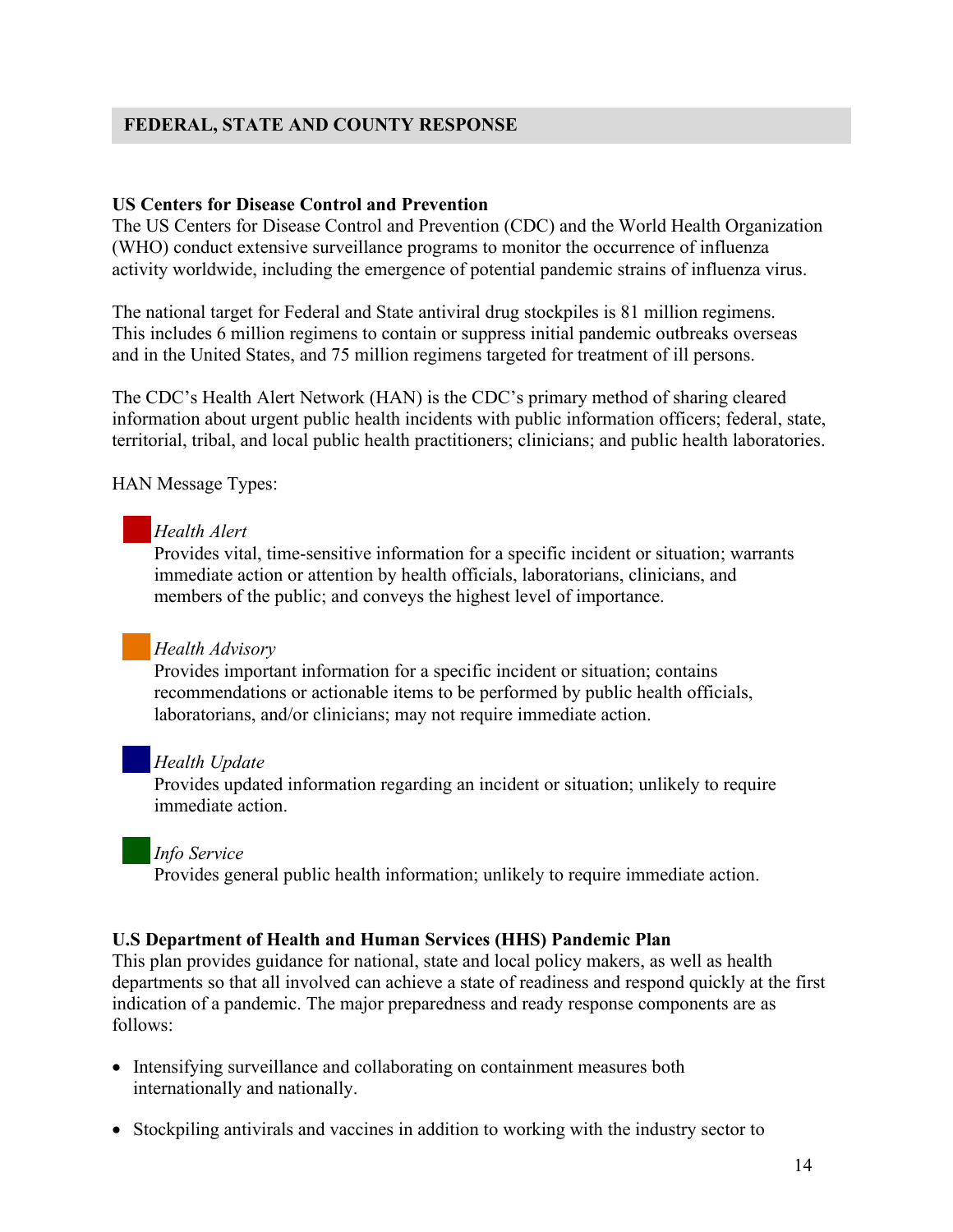## FEDERAL, STATE AND COUNTY RESPONSE

**US Centers for Disease Control and Prevention**
The US Centers for Disease Control and Prevention (CDC) and the World Health Organization (WHO) conduct extensive surveillance programs to monitor the occurrence of influenza activity worldwide, including the emergence of potential pandemic strains of influenza virus.

The national target for Federal and State antiviral drug stockpiles is 81 million regimens. This includes 6 million regimens to contain or suppress initial pandemic outbreaks overseas and in the United States, and 75 million regimens targeted for treatment of ill persons.

The CDC's Health Alert Network (HAN) is the CDC's primary method of sharing cleared information about urgent public health incidents with public information officers; federal, state, territorial, tribal, and local public health practitioners; clinicians; and public health laboratories.

HAN Message Types:

*Health Alert*
Provides vital, time-sensitive information for a specific incident or situation; warrants immediate action or attention by health officials, laboratorians, clinicians, and members of the public; and conveys the highest level of importance.

*Health Advisory*
Provides important information for a specific incident or situation; contains recommendations or actionable items to be performed by public health officials, laboratorians, and/or clinicians; may not require immediate action.

*Health Update*
Provides updated information regarding an incident or situation; unlikely to require immediate action.

*Info Service*
Provides general public health information; unlikely to require immediate action.

**U.S Department of Health and Human Services (HHS) Pandemic Plan**
This plan provides guidance for national, state and local policy makers, as well as health departments so that all involved can achieve a state of readiness and respond quickly at the first indication of a pandemic. The major preparedness and ready response components are as follows:

- Intensifying surveillance and collaborating on containment measures both internationally and nationally.
- Stockpiling antivirals and vaccines in addition to working with the industry sector to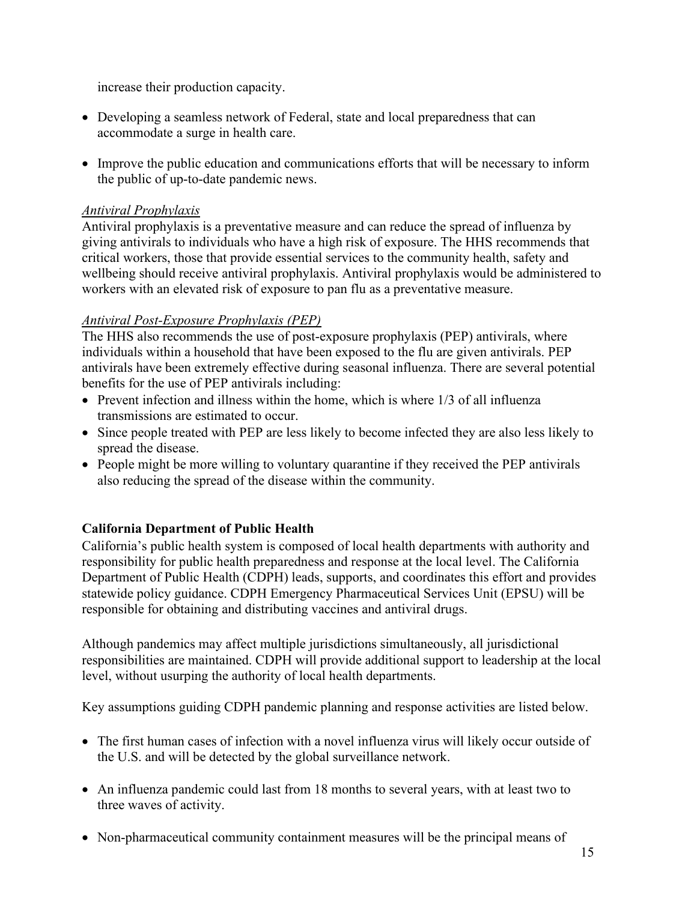increase their production capacity.

- Developing a seamless network of Federal, state and local preparedness that can accommodate a surge in health care.
- Improve the public education and communications efforts that will be necessary to inform the public of up-to-date pandemic news.

*Antiviral Prophylaxis*

Antiviral prophylaxis is a preventative measure and can reduce the spread of influenza by giving antivirals to individuals who have a high risk of exposure. The HHS recommends that critical workers, those that provide essential services to the community health, safety and wellbeing should receive antiviral prophylaxis. Antiviral prophylaxis would be administered to workers with an elevated risk of exposure to pan flu as a preventative measure.

*Antiviral Post-Exposure Prophylaxis (PEP)*

The HHS also recommends the use of post-exposure prophylaxis (PEP) antivirals, where individuals within a household that have been exposed to the flu are given antivirals. PEP antivirals have been extremely effective during seasonal influenza. There are several potential benefits for the use of PEP antivirals including:

- Prevent infection and illness within the home, which is where 1/3 of all influenza transmissions are estimated to occur.
- Since people treated with PEP are less likely to become infected they are also less likely to spread the disease.
- People might be more willing to voluntary quarantine if they received the PEP antivirals also reducing the spread of the disease within the community.

**California Department of Public Health**

California's public health system is composed of local health departments with authority and responsibility for public health preparedness and response at the local level. The California Department of Public Health (CDPH) leads, supports, and coordinates this effort and provides statewide policy guidance. CDPH Emergency Pharmaceutical Services Unit (EPSU) will be responsible for obtaining and distributing vaccines and antiviral drugs.

Although pandemics may affect multiple jurisdictions simultaneously, all jurisdictional responsibilities are maintained. CDPH will provide additional support to leadership at the local level, without usurping the authority of local health departments.

Key assumptions guiding CDPH pandemic planning and response activities are listed below.

- The first human cases of infection with a novel influenza virus will likely occur outside of the U.S. and will be detected by the global surveillance network.
- An influenza pandemic could last from 18 months to several years, with at least two to three waves of activity.
- Non-pharmaceutical community containment measures will be the principal means of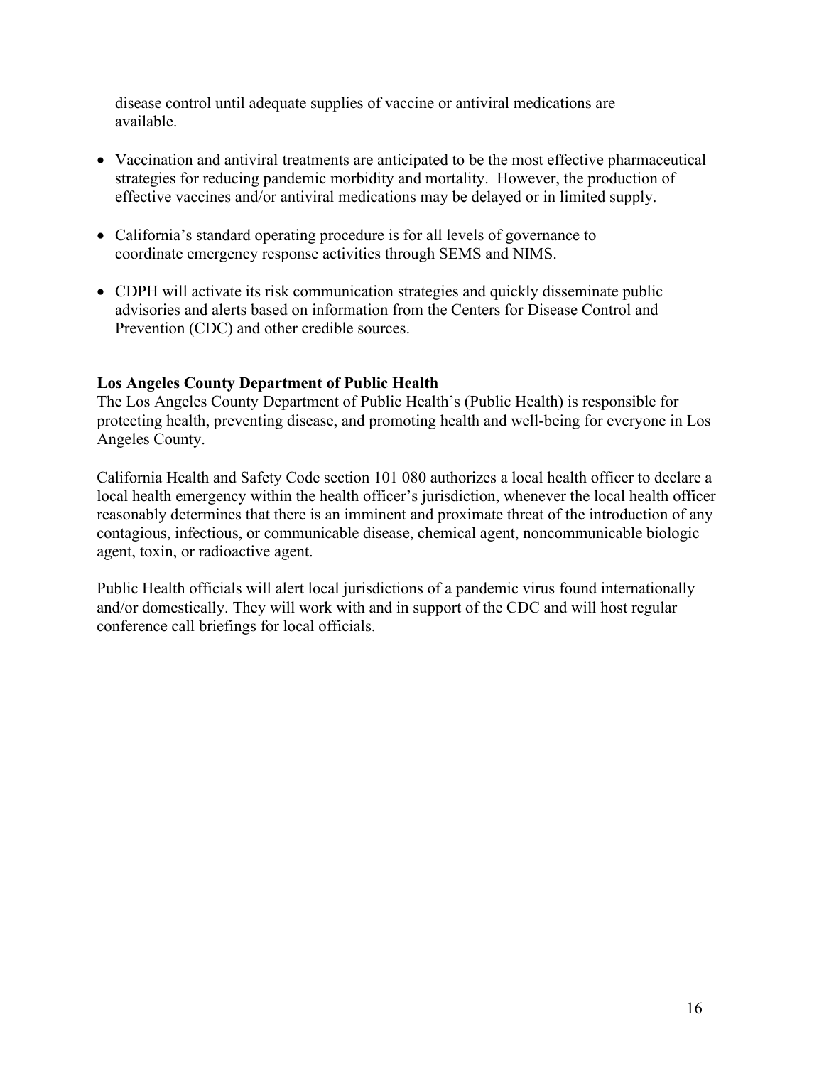disease control until adequate supplies of vaccine or antiviral medications are available.

- Vaccination and antiviral treatments are anticipated to be the most effective pharmaceutical strategies for reducing pandemic morbidity and mortality. However, the production of effective vaccines and/or antiviral medications may be delayed or in limited supply.
- California's standard operating procedure is for all levels of governance to coordinate emergency response activities through SEMS and NIMS.
- CDPH will activate its risk communication strategies and quickly disseminate public advisories and alerts based on information from the Centers for Disease Control and Prevention (CDC) and other credible sources.

**Los Angeles County Department of Public Health**

The Los Angeles County Department of Public Health's (Public Health) is responsible for protecting health, preventing disease, and promoting health and well-being for everyone in Los Angeles County.

California Health and Safety Code section 101 080 authorizes a local health officer to declare a local health emergency within the health officer's jurisdiction, whenever the local health officer reasonably determines that there is an imminent and proximate threat of the introduction of any contagious, infectious, or communicable disease, chemical agent, noncommunicable biologic agent, toxin, or radioactive agent.

Public Health officials will alert local jurisdictions of a pandemic virus found internationally and/or domestically. They will work with and in support of the CDC and will host regular conference call briefings for local officials.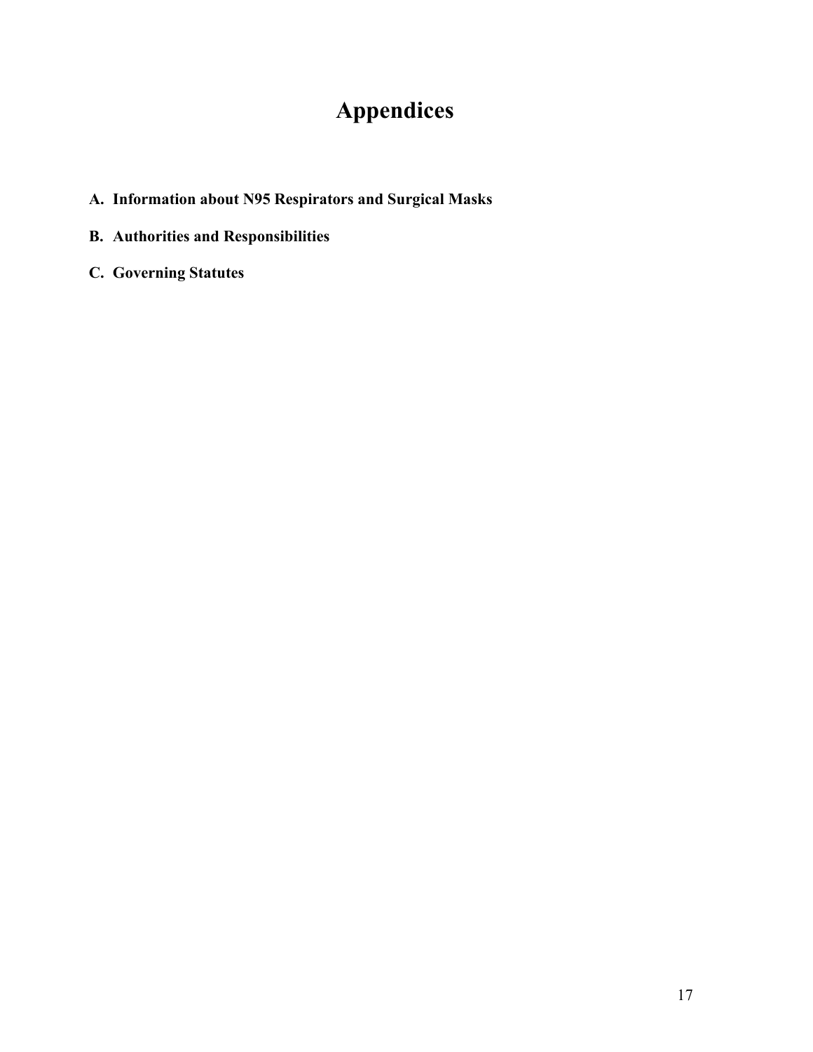# Appendices

**A. Information about N95 Respirators and Surgical Masks**

**B. Authorities and Responsibilities**

**C. Governing Statutes**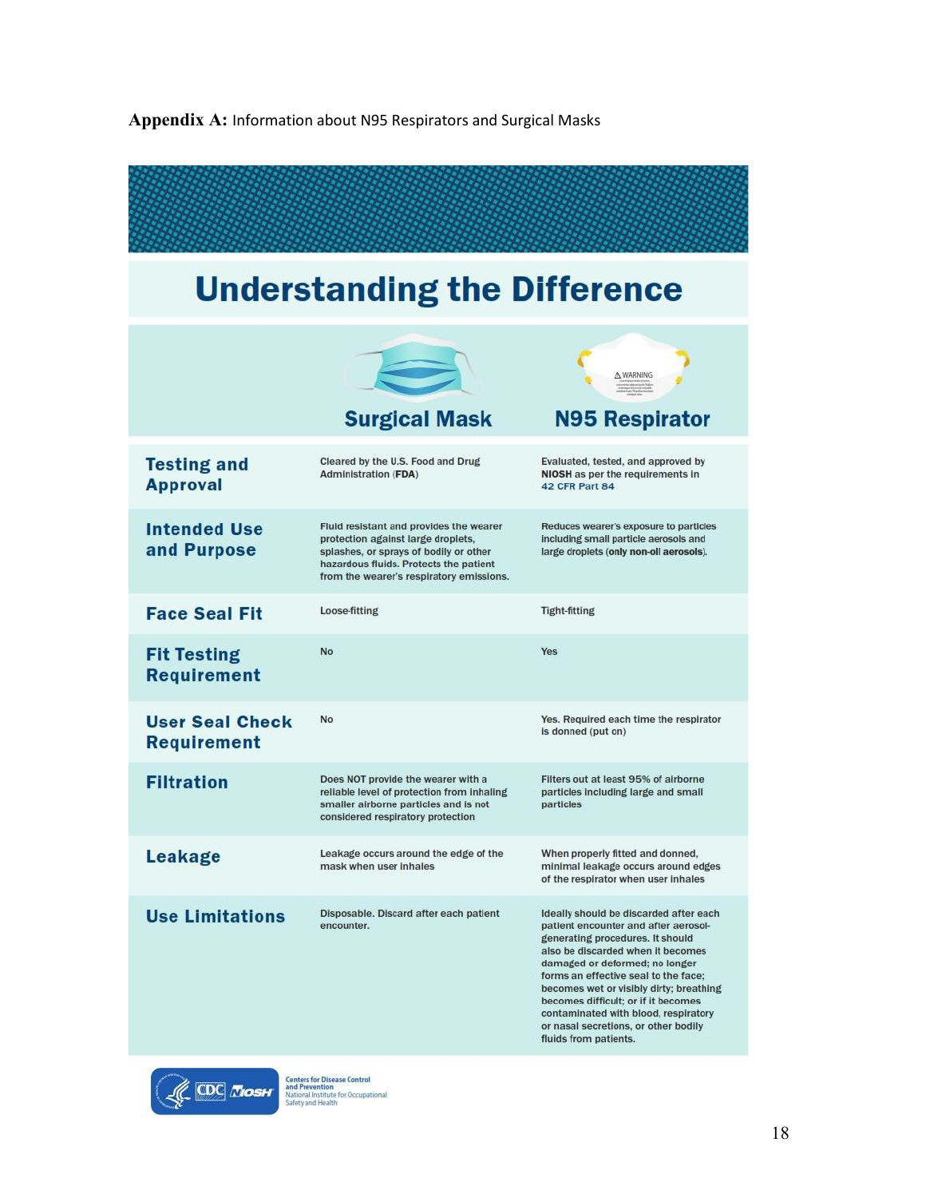**Appendix A:** Information about N95 Respirators and Surgical Masks

# Understanding the Difference

| | Surgical Mask | N95 Respirator |
|---|---|---|
| **Testing and Approval** | Cleared by the U.S. Food and Drug Administration (**FDA**) | Evaluated, tested, and approved by **NIOSH** as per the requirements in 42 CFR Part 84 |
| **Intended Use and Purpose** | Fluid resistant and provides the wearer protection against large droplets, splashes, or sprays of bodily or other hazardous fluids. Protects the patient from the wearer's respiratory emissions. | Reduces wearer's exposure to particles including small particle aerosols and large droplets (**only non-oil aerosols**). |
| **Face Seal Fit** | Loose-fitting | Tight-fitting |
| **Fit Testing Requirement** | No | Yes |
| **User Seal Check Requirement** | No | Yes. Required each time the respirator is donned (put on) |
| **Filtration** | Does NOT provide the wearer with a reliable level of protection from inhaling smaller airborne particles and is not considered respiratory protection | Filters out at least 95% of airborne particles including large and small particles |
| **Leakage** | Leakage occurs around the edge of the mask when user inhales | When properly fitted and donned, minimal leakage occurs around edges of the respirator when user inhales |
| **Use Limitations** | Disposable. Discard after each patient encounter. | Ideally should be discarded after each patient encounter and after aerosol-generating procedures. It should also be discarded when it becomes damaged or deformed; no longer forms an effective seal to the face; becomes wet or visibly dirty; breathing becomes difficult; or if it becomes contaminated with blood, respiratory or nasal secretions, or other bodily fluids from patients. |

Centers for Disease Control and Prevention
National Institute for Occupational Safety and Health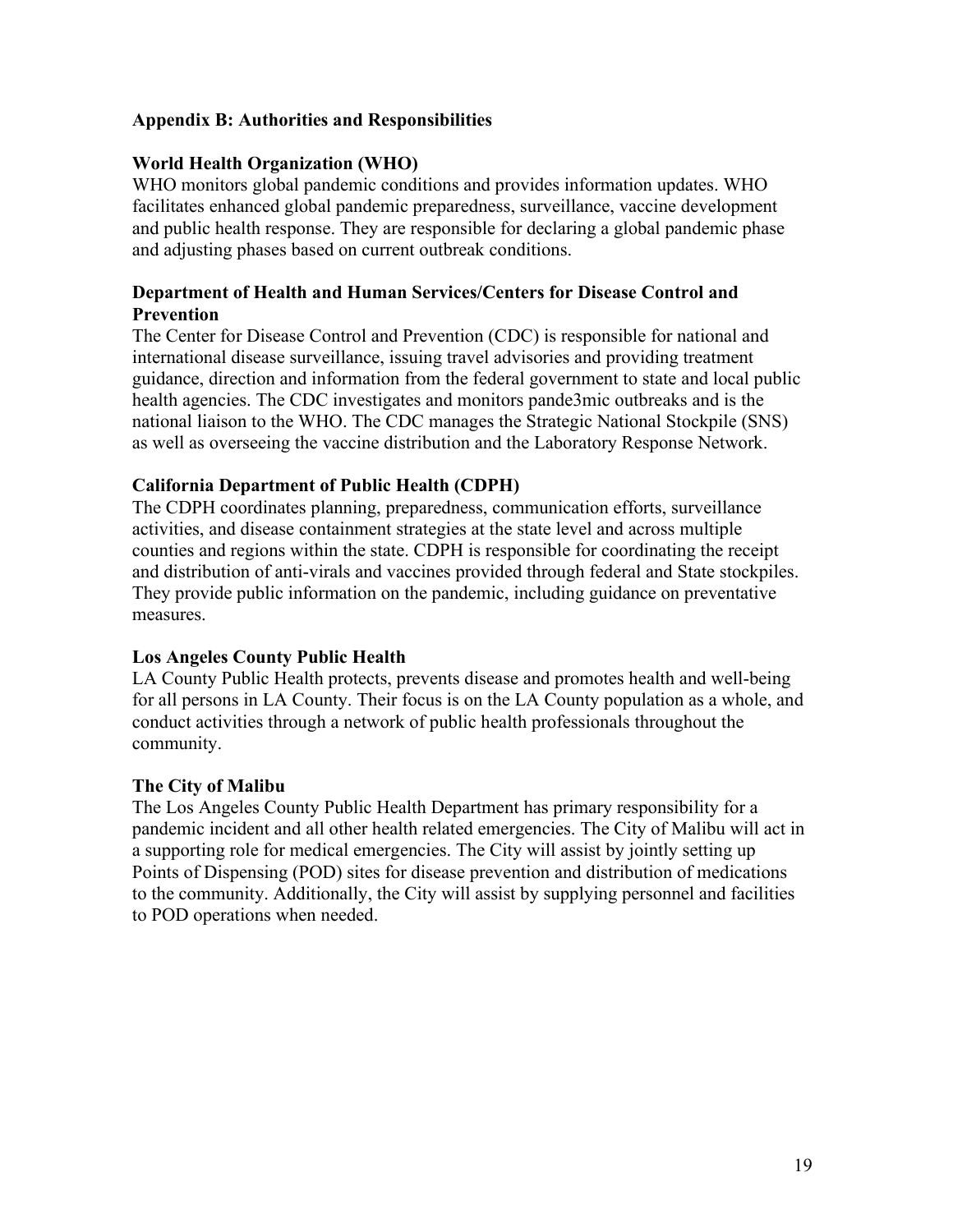## Appendix B: Authorities and Responsibilities

### World Health Organization (WHO)

WHO monitors global pandemic conditions and provides information updates. WHO facilitates enhanced global pandemic preparedness, surveillance, vaccine development and public health response. They are responsible for declaring a global pandemic phase and adjusting phases based on current outbreak conditions.

### Department of Health and Human Services/Centers for Disease Control and Prevention

The Center for Disease Control and Prevention (CDC) is responsible for national and international disease surveillance, issuing travel advisories and providing treatment guidance, direction and information from the federal government to state and local public health agencies. The CDC investigates and monitors pande3mic outbreaks and is the national liaison to the WHO. The CDC manages the Strategic National Stockpile (SNS) as well as overseeing the vaccine distribution and the Laboratory Response Network.

### California Department of Public Health (CDPH)

The CDPH coordinates planning, preparedness, communication efforts, surveillance activities, and disease containment strategies at the state level and across multiple counties and regions within the state. CDPH is responsible for coordinating the receipt and distribution of anti-virals and vaccines provided through federal and State stockpiles. They provide public information on the pandemic, including guidance on preventative measures.

### Los Angeles County Public Health

LA County Public Health protects, prevents disease and promotes health and well-being for all persons in LA County. Their focus is on the LA County population as a whole, and conduct activities through a network of public health professionals throughout the community.

### The City of Malibu

The Los Angeles County Public Health Department has primary responsibility for a pandemic incident and all other health related emergencies. The City of Malibu will act in a supporting role for medical emergencies. The City will assist by jointly setting up Points of Dispensing (POD) sites for disease prevention and distribution of medications to the community. Additionally, the City will assist by supplying personnel and facilities to POD operations when needed.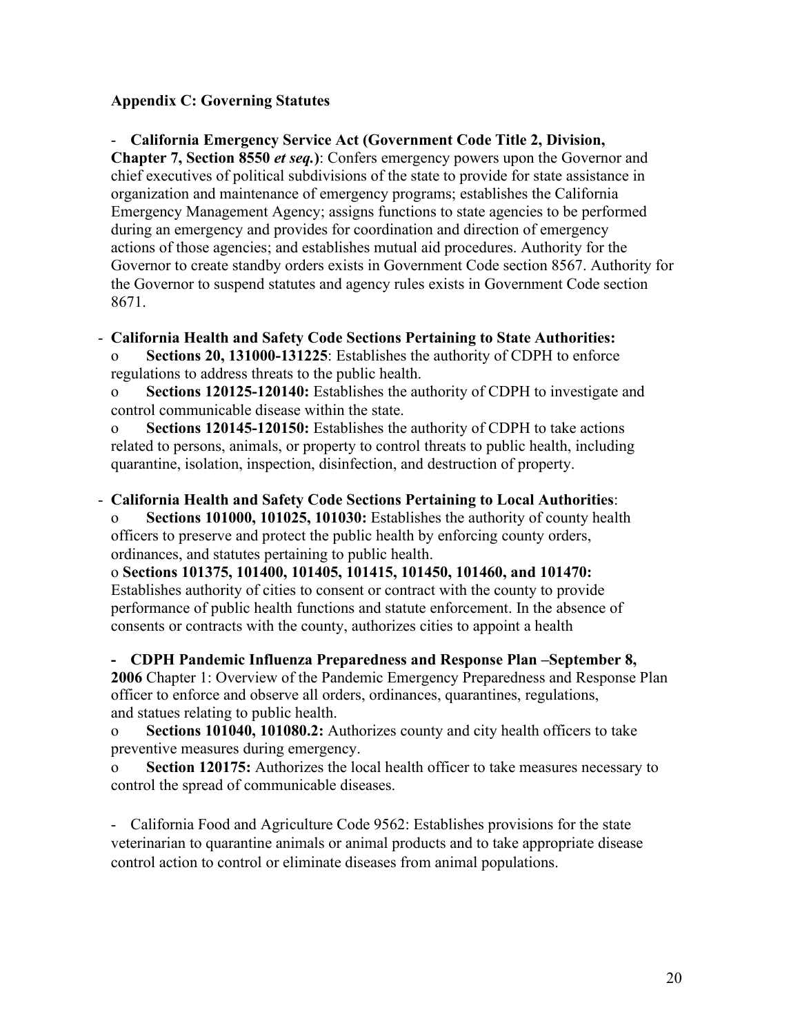**Appendix C: Governing Statutes**

- **California Emergency Service Act (Government Code Title 2, Division, Chapter 7, Section 8550 *et seq.*)**: Confers emergency powers upon the Governor and chief executives of political subdivisions of the state to provide for state assistance in organization and maintenance of emergency programs; establishes the California Emergency Management Agency; assigns functions to state agencies to be performed during an emergency and provides for coordination and direction of emergency actions of those agencies; and establishes mutual aid procedures. Authority for the Governor to create standby orders exists in Government Code section 8567. Authority for the Governor to suspend statutes and agency rules exists in Government Code section 8671.

- **California Health and Safety Code Sections Pertaining to State Authorities:**
  - **Sections 20, 131000-131225**: Establishes the authority of CDPH to enforce regulations to address threats to the public health.
  - **Sections 120125-120140:** Establishes the authority of CDPH to investigate and control communicable disease within the state.
  - **Sections 120145-120150:** Establishes the authority of CDPH to take actions related to persons, animals, or property to control threats to public health, including quarantine, isolation, inspection, disinfection, and destruction of property.

- **California Health and Safety Code Sections Pertaining to Local Authorities**:
  - **Sections 101000, 101025, 101030:** Establishes the authority of county health officers to preserve and protect the public health by enforcing county orders, ordinances, and statutes pertaining to public health.
  - **Sections 101375, 101400, 101405, 101415, 101450, 101460, and 101470:** Establishes authority of cities to consent or contract with the county to provide performance of public health functions and statute enforcement. In the absence of consents or contracts with the county, authorizes cities to appoint a health

- **CDPH Pandemic Influenza Preparedness and Response Plan –September 8, 2006** Chapter 1: Overview of the Pandemic Emergency Preparedness and Response Plan officer to enforce and observe all orders, ordinances, quarantines, regulations, and statues relating to public health.
  - **Sections 101040, 101080.2:** Authorizes county and city health officers to take preventive measures during emergency.
  - **Section 120175:** Authorizes the local health officer to take measures necessary to control the spread of communicable diseases.

- California Food and Agriculture Code 9562: Establishes provisions for the state veterinarian to quarantine animals or animal products and to take appropriate disease control action to control or eliminate diseases from animal populations.